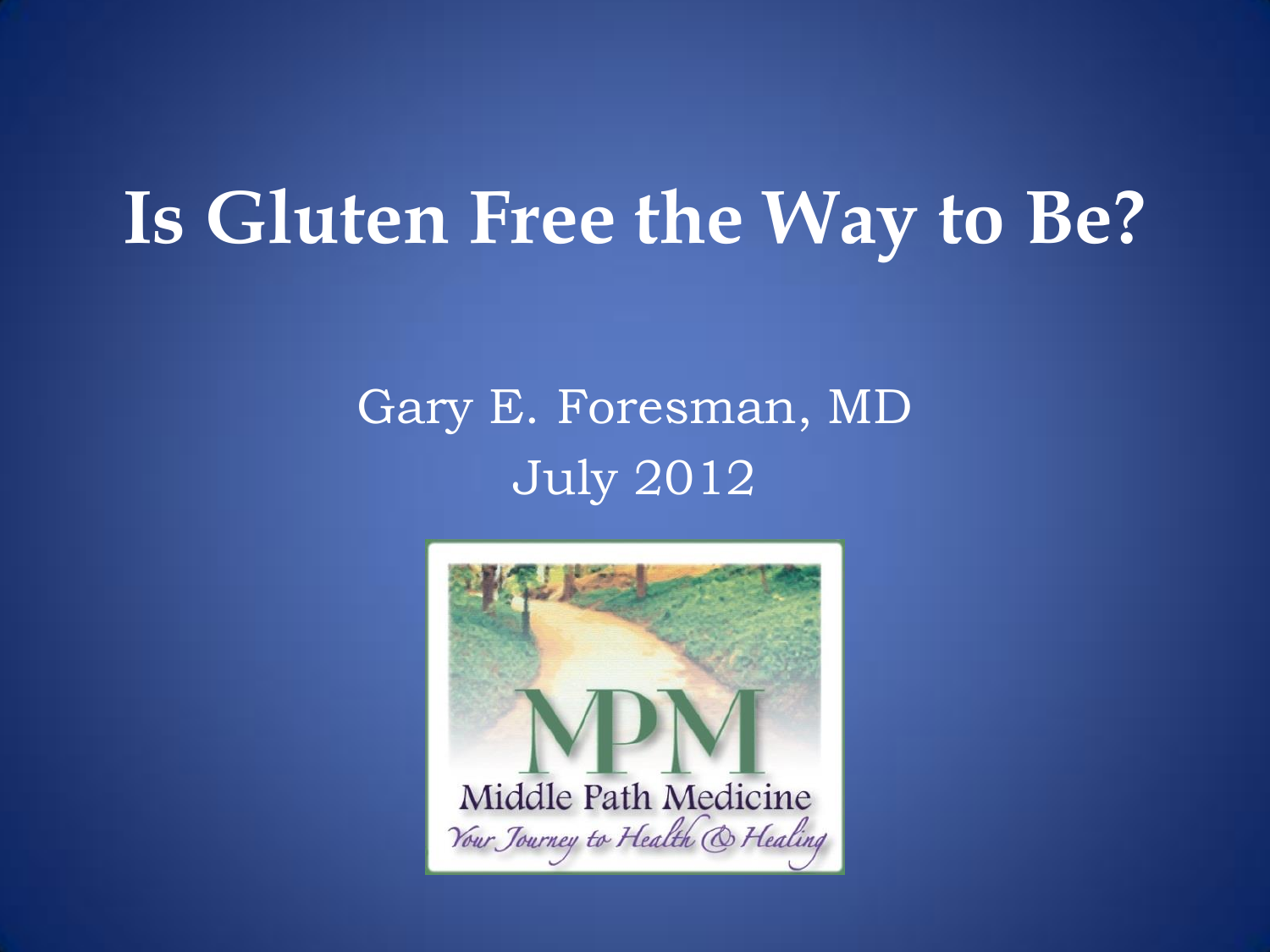# Is Gluten Free the Way to Be?

Gary E. Foresman, MD

July 2012

MPM

Middle Path Medicine

*Your Journey to Health & Healing*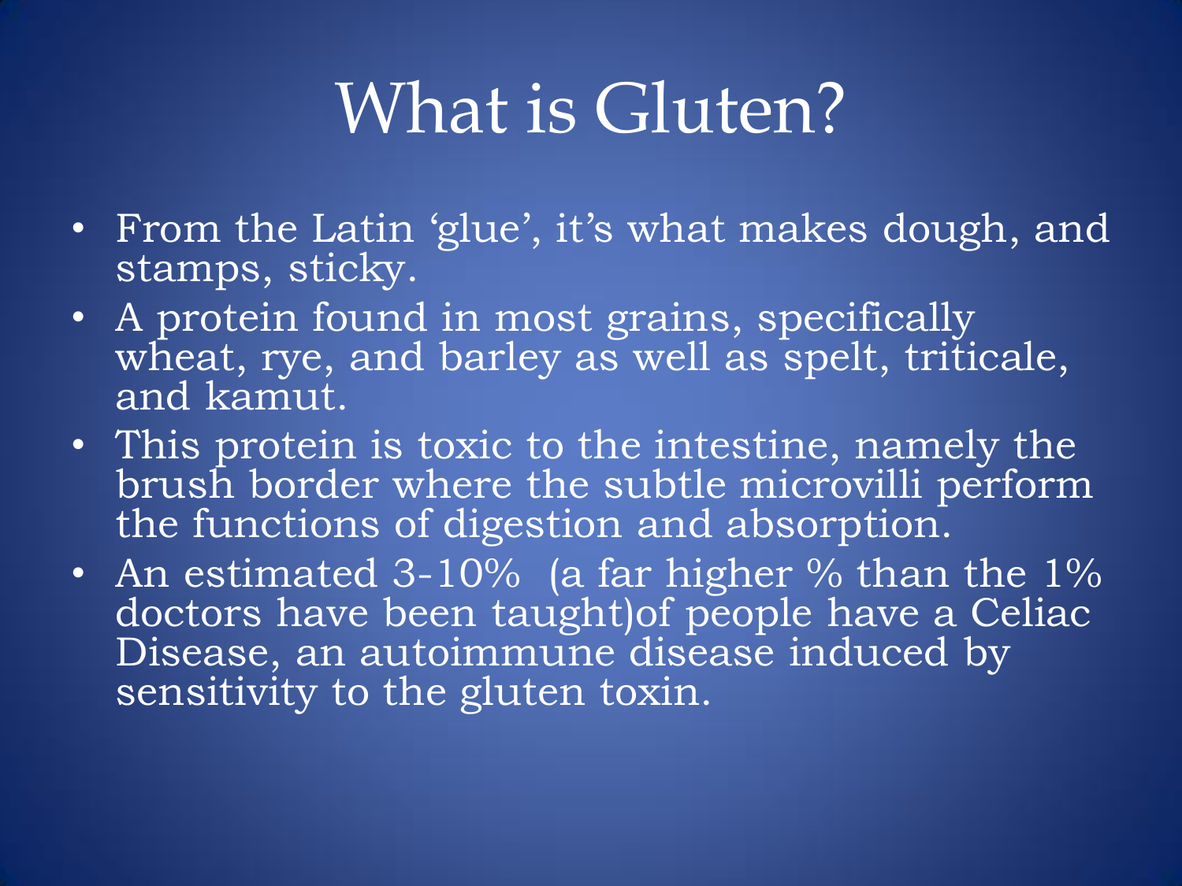# What is Gluten?

- From the Latin ‘glue’, it’s what makes dough, and stamps, sticky.
- A protein found in most grains, specifically wheat, rye, and barley as well as spelt, triticale, and kamut.
- This protein is toxic to the intestine, namely the brush border where the subtle microvilli perform the functions of digestion and absorption.
- An estimated 3-10%  (a far higher % than the 1% doctors have been taught)of people have a Celiac Disease, an autoimmune disease induced by sensitivity to the gluten toxin.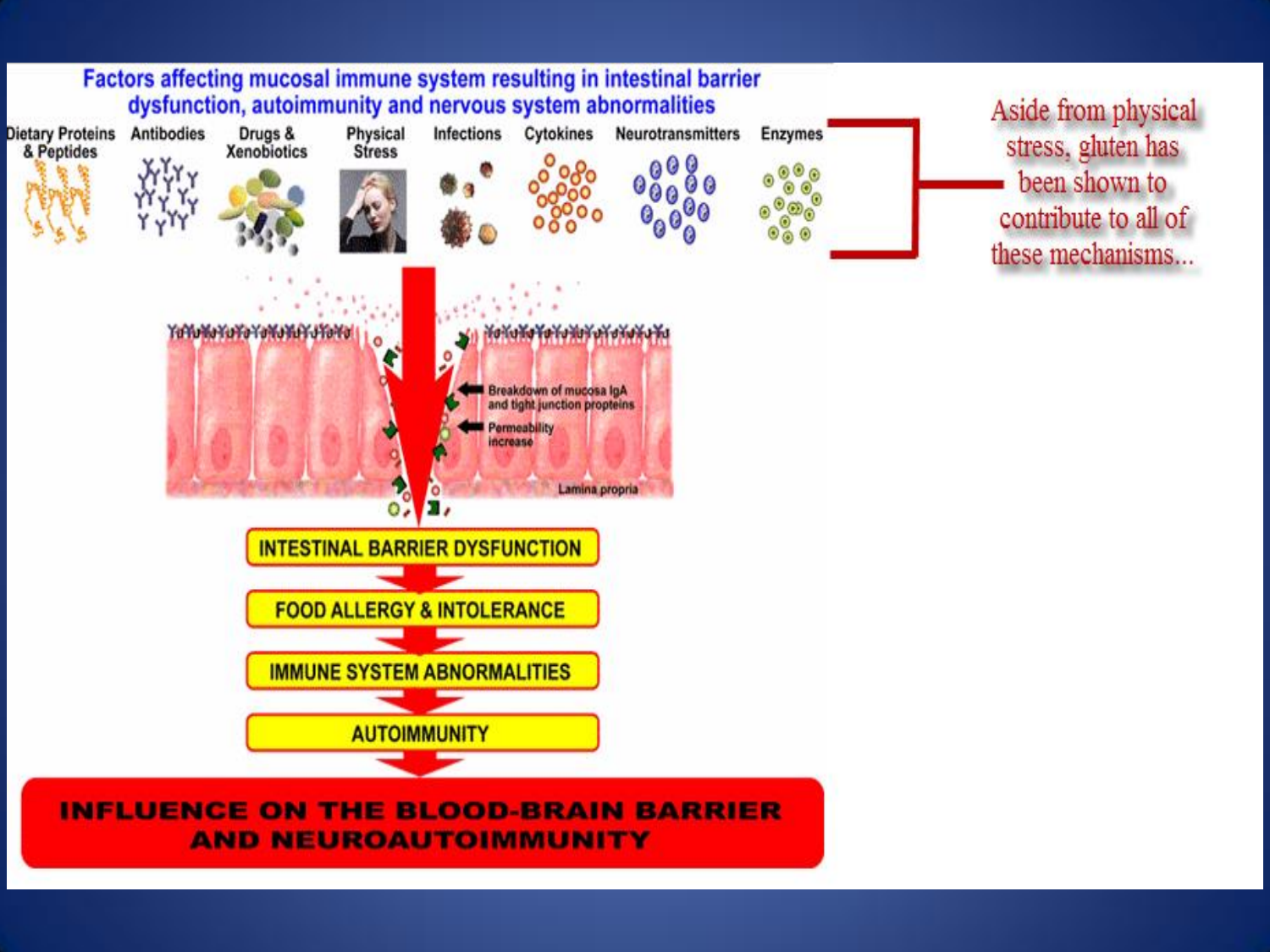## Factors affecting mucosal immune system resulting in intestinal barrier dysfunction, autoimmunity and nervous system abnormalities

Dietary Proteins & Peptides | Antibodies | Drugs & Xenobiotics | Physical Stress | Infections | Cytokines | Neurotransmitters | Enzymes

Breakdown of mucosa IgA and tight junction propteins

Permeability increase

Lamina propria

**INTESTINAL BARRIER DYSFUNCTION**

**FOOD ALLERGY & INTOLERANCE**

**IMMUNE SYSTEM ABNORMALITIES**

**AUTOIMMUNITY**

**INFLUENCE ON THE BLOOD-BRAIN BARRIER AND NEUROAUTOIMMUNITY**

Aside from physical stress, gluten has been shown to contribute to all of these mechanisms...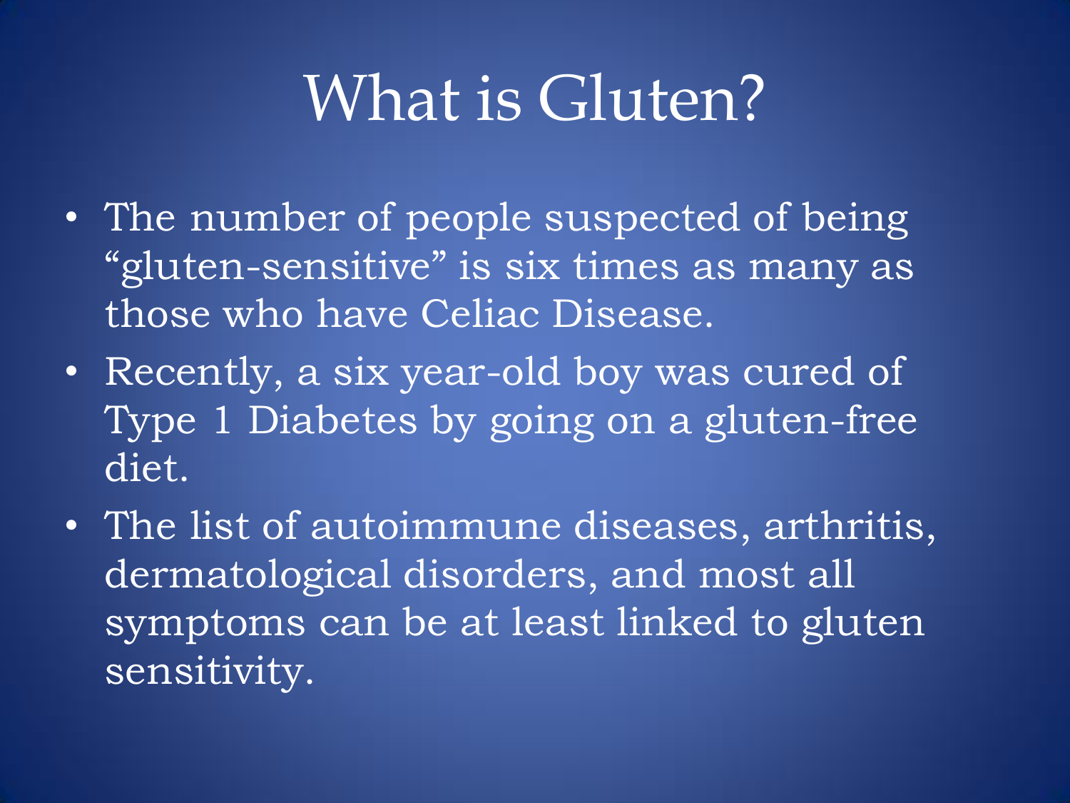# What is Gluten?

- The number of people suspected of being “gluten-sensitive” is six times as many as those who have Celiac Disease.
- Recently, a six year-old boy was cured of Type 1 Diabetes by going on a gluten-free diet.
- The list of autoimmune diseases, arthritis, dermatological disorders, and most all symptoms can be at least linked to gluten sensitivity.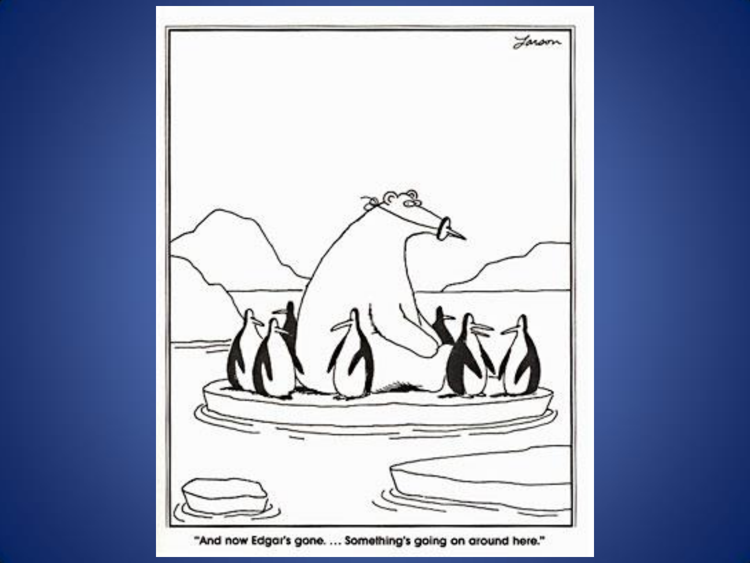"And now Edgar's gone. … Something's going on around here."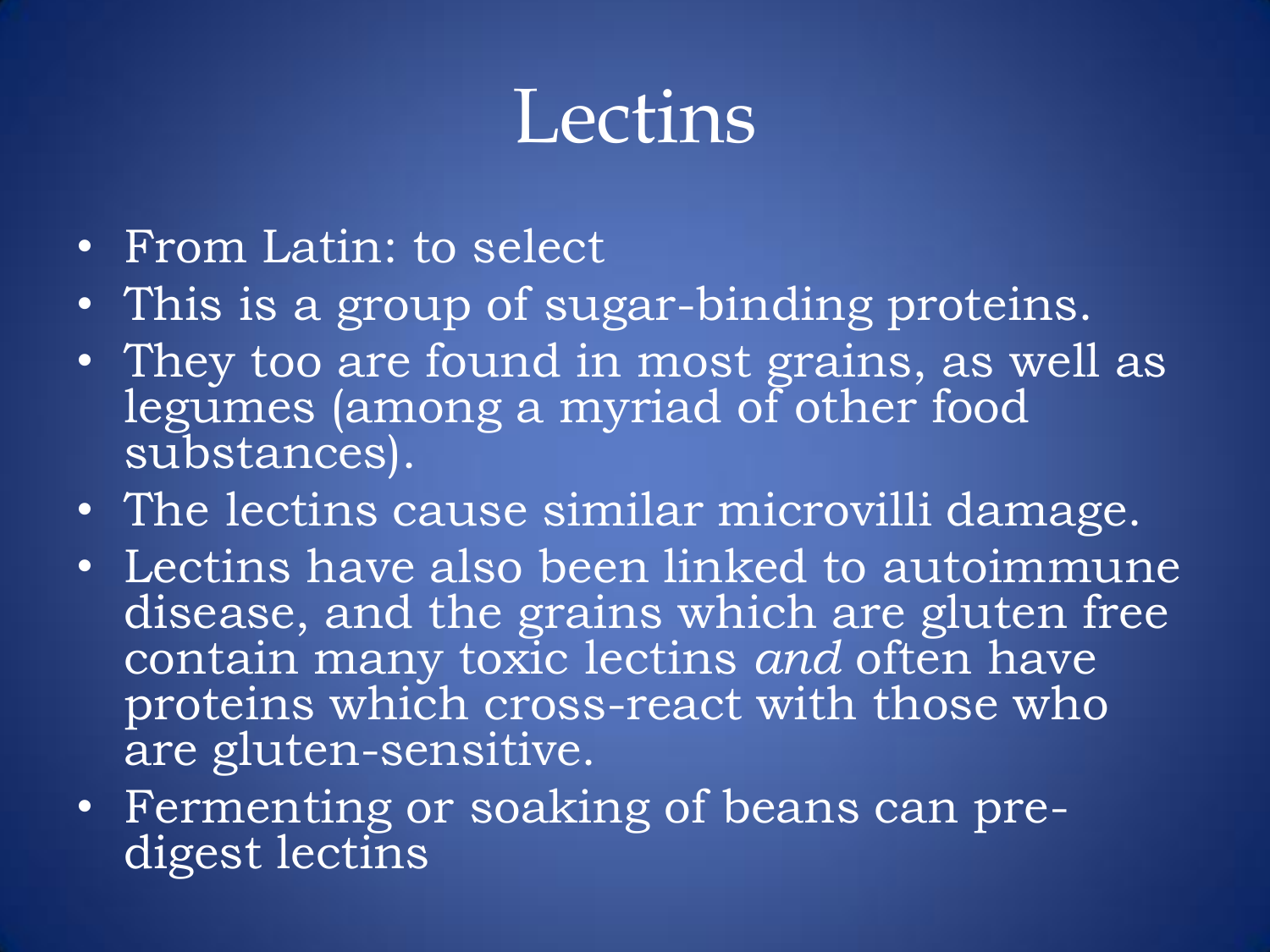# Lectins

- From Latin: to select
- This is a group of sugar-binding proteins.
- They too are found in most grains, as well as legumes (among a myriad of other food substances).
- The lectins cause similar microvilli damage.
- Lectins have also been linked to autoimmune disease, and the grains which are gluten free contain many toxic lectins *and* often have proteins which cross-react with those who are gluten-sensitive.
- Fermenting or soaking of beans can pre-digest lectins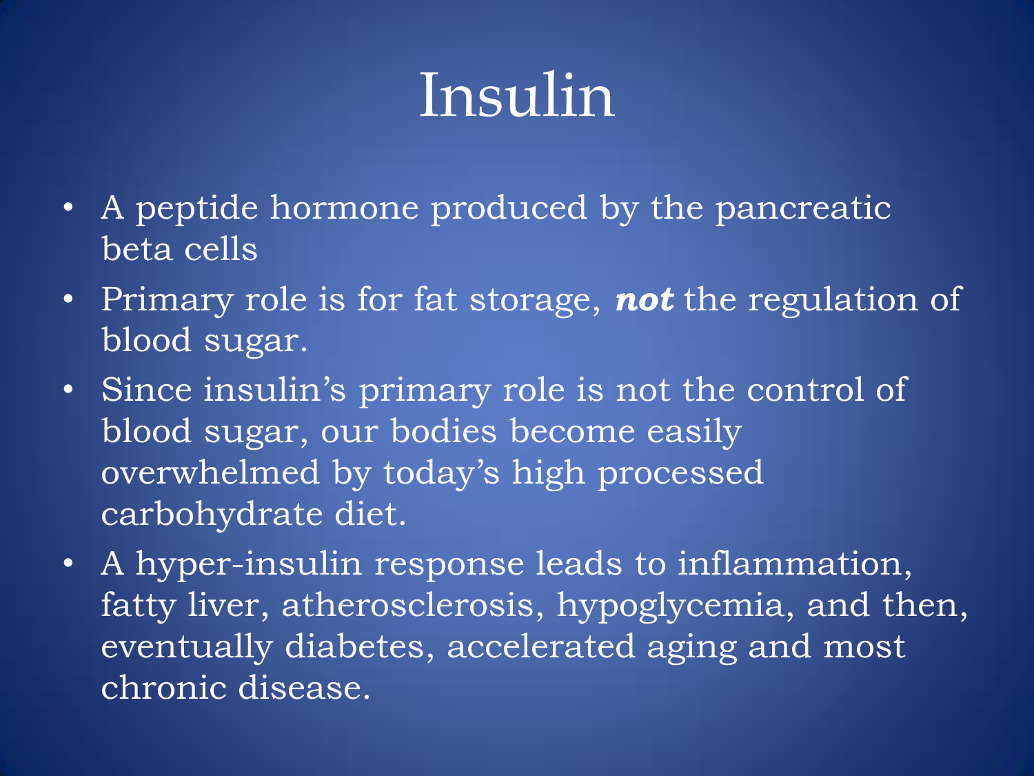# Insulin

- A peptide hormone produced by the pancreatic beta cells
- Primary role is for fat storage, ***not*** the regulation of blood sugar.
- Since insulin's primary role is not the control of blood sugar, our bodies become easily overwhelmed by today's high processed carbohydrate diet.
- A hyper-insulin response leads to inflammation, fatty liver, atherosclerosis, hypoglycemia, and then, eventually diabetes, accelerated aging and most chronic disease.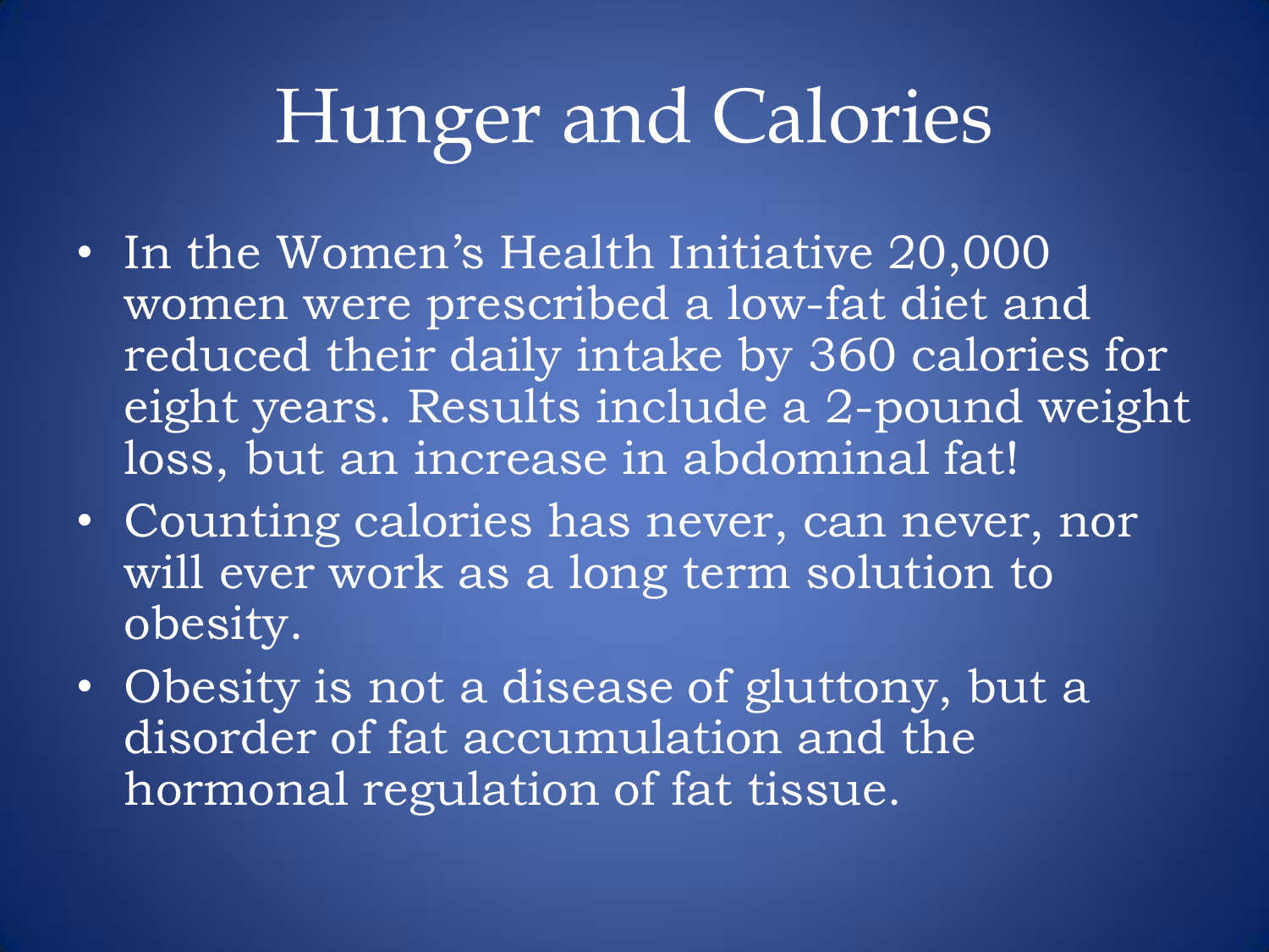# Hunger and Calories

- In the Women's Health Initiative 20,000 women were prescribed a low-fat diet and reduced their daily intake by 360 calories for eight years. Results include a 2-pound weight loss, but an increase in abdominal fat!
- Counting calories has never, can never, nor will ever work as a long term solution to obesity.
- Obesity is not a disease of gluttony, but a disorder of fat accumulation and the hormonal regulation of fat tissue.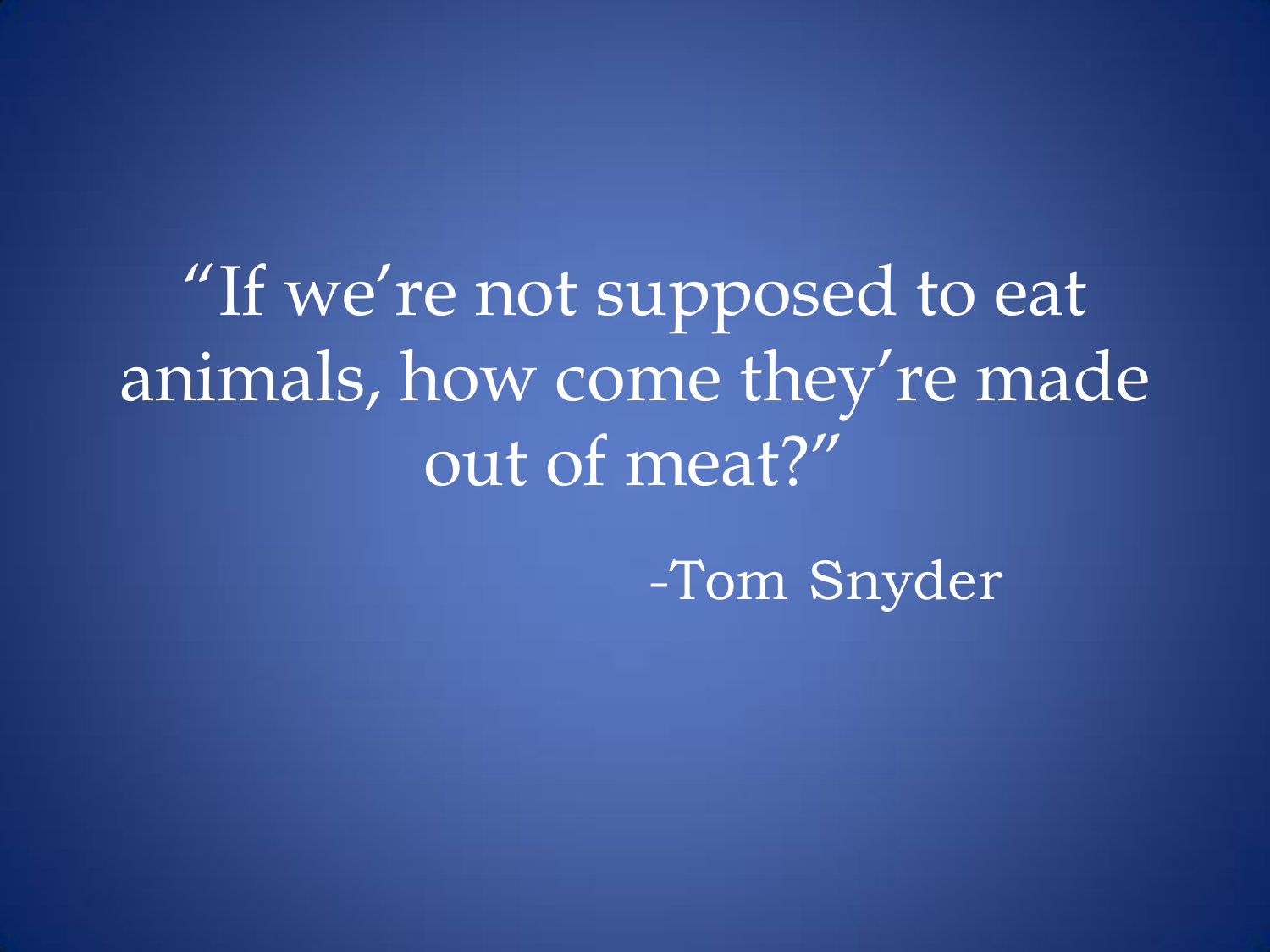"If we're not supposed to eat animals, how come they're made out of meat?"

-Tom Snyder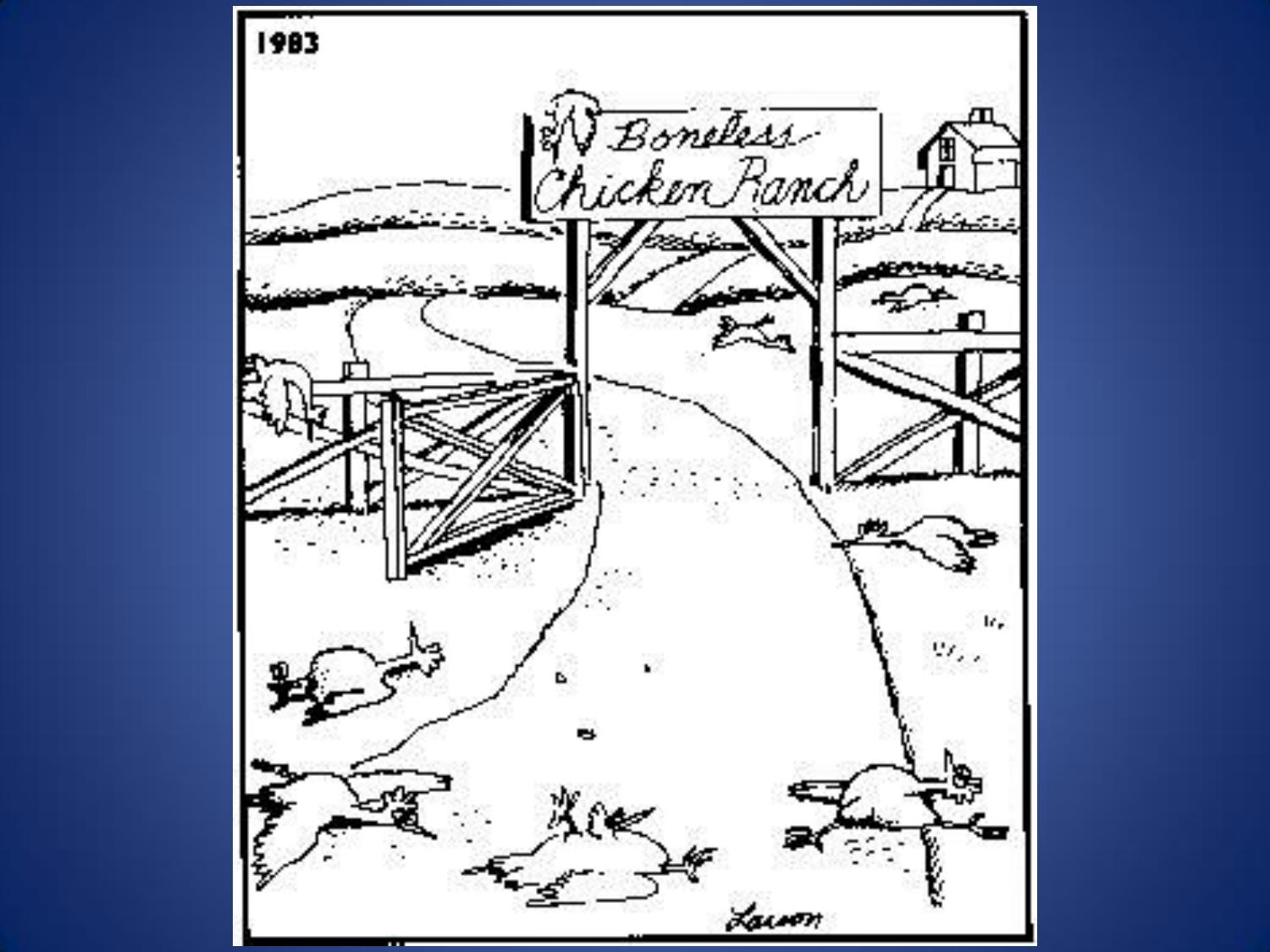1983

Boneless Chicken Ranch

Larson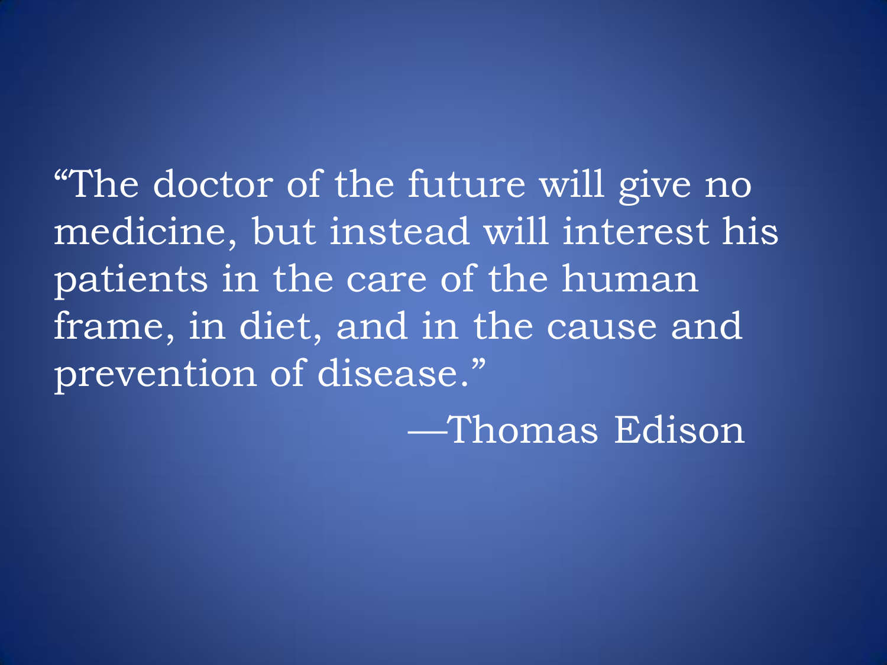"The doctor of the future will give no medicine, but instead will interest his patients in the care of the human frame, in diet, and in the cause and prevention of disease."

—Thomas Edison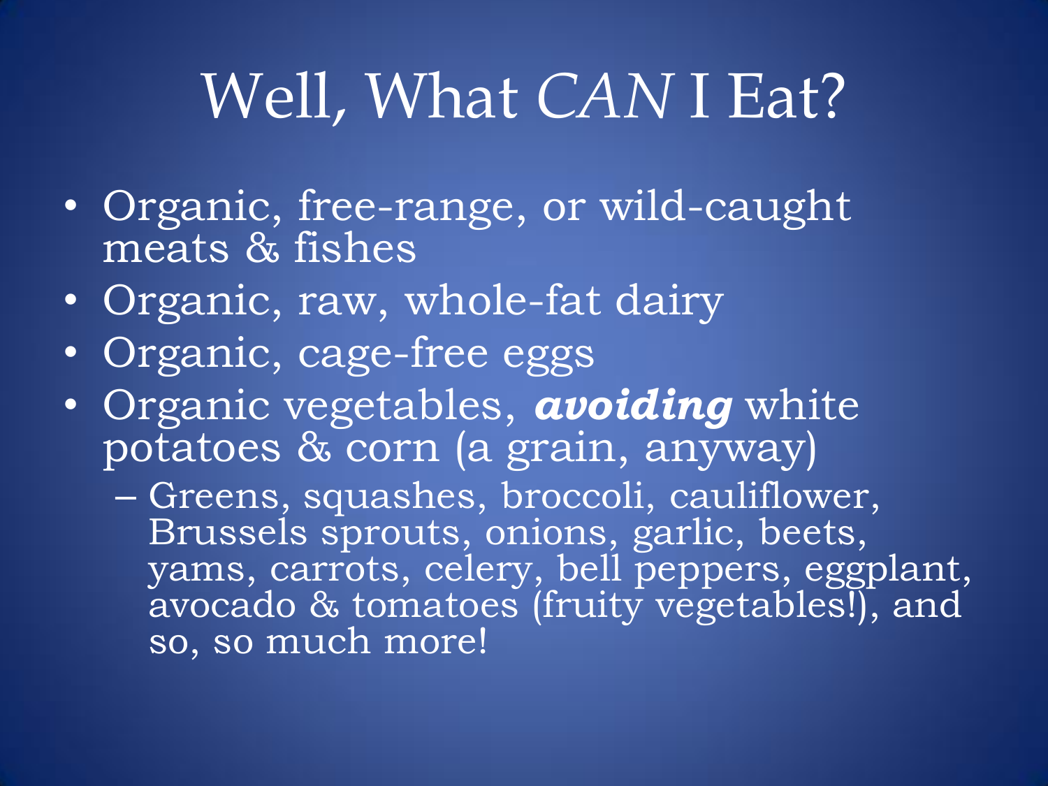# Well, What *CAN* I Eat?

- Organic, free-range, or wild-caught meats & fishes
- Organic, raw, whole-fat dairy
- Organic, cage-free eggs
- Organic vegetables, ***avoiding*** white potatoes & corn (a grain, anyway)
  - Greens, squashes, broccoli, cauliflower, Brussels sprouts, onions, garlic, beets, yams, carrots, celery, bell peppers, eggplant, avocado & tomatoes (fruity vegetables!), and so, so much more!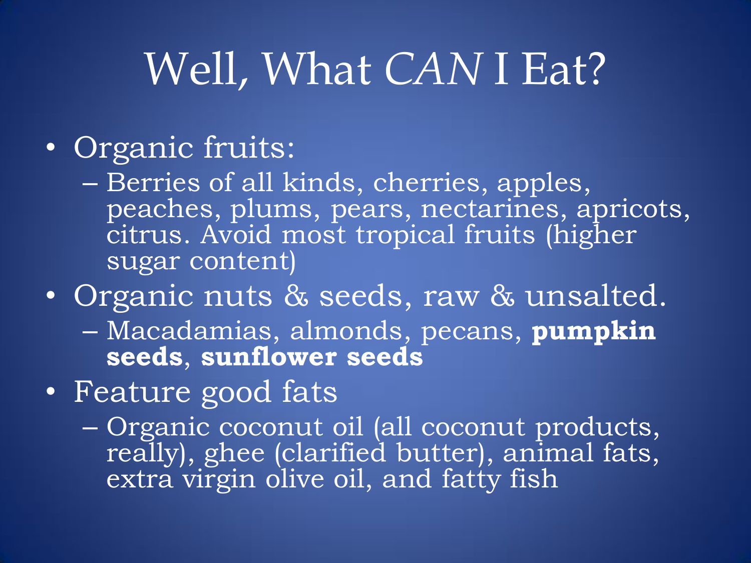# Well, What *CAN* I Eat?

- Organic fruits:
  - Berries of all kinds, cherries, apples, peaches, plums, pears, nectarines, apricots, citrus. Avoid most tropical fruits (higher sugar content)
- Organic nuts & seeds, raw & unsalted.
  - Macadamias, almonds, pecans, **pumpkin seeds**, **sunflower seeds**
- Feature good fats
  - Organic coconut oil (all coconut products, really), ghee (clarified butter), animal fats, extra virgin olive oil, and fatty fish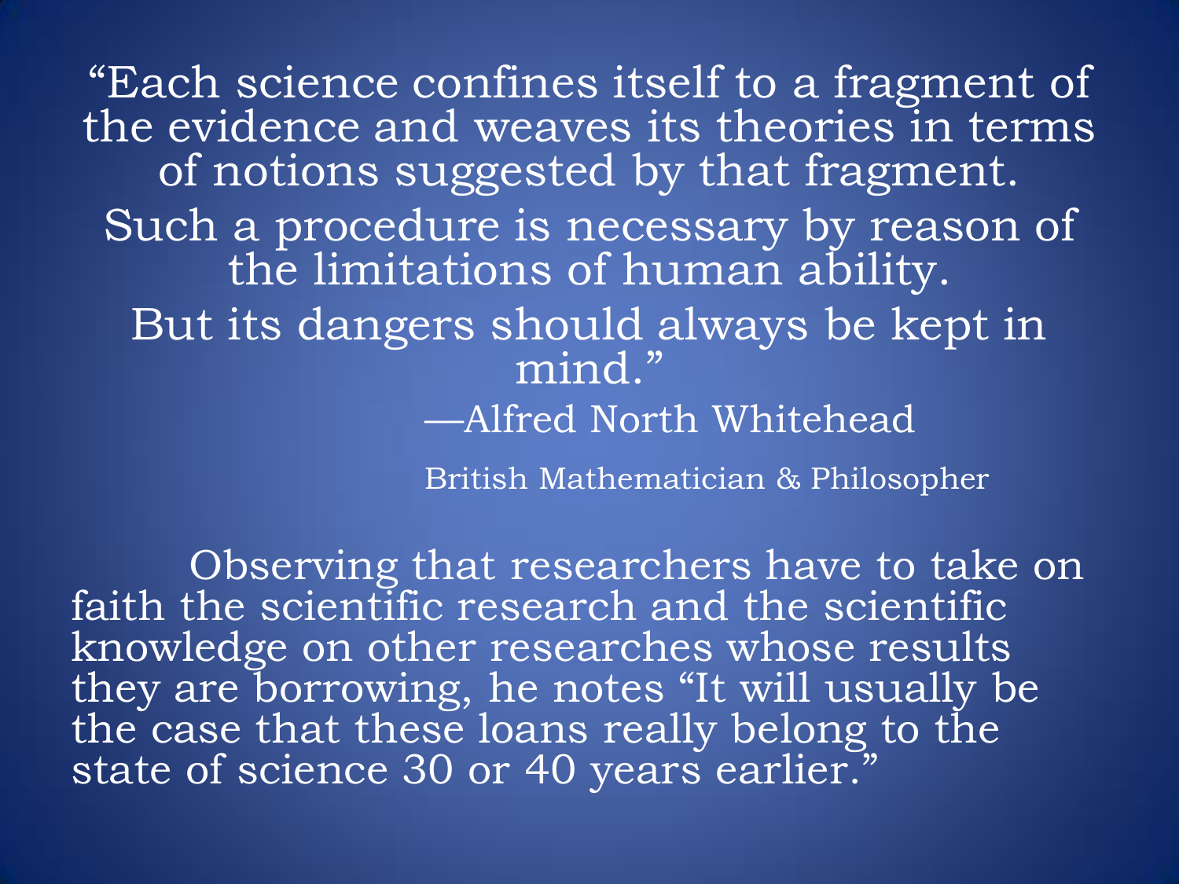"Each science confines itself to a fragment of the evidence and weaves its theories in terms of notions suggested by that fragment.

Such a procedure is necessary by reason of the limitations of human ability.

But its dangers should always be kept in mind."

—Alfred North Whitehead

British Mathematician & Philosopher

Observing that researchers have to take on faith the scientific research and the scientific knowledge on other researches whose results they are borrowing, he notes "It will usually be the case that these loans really belong to the state of science 30 or 40 years earlier."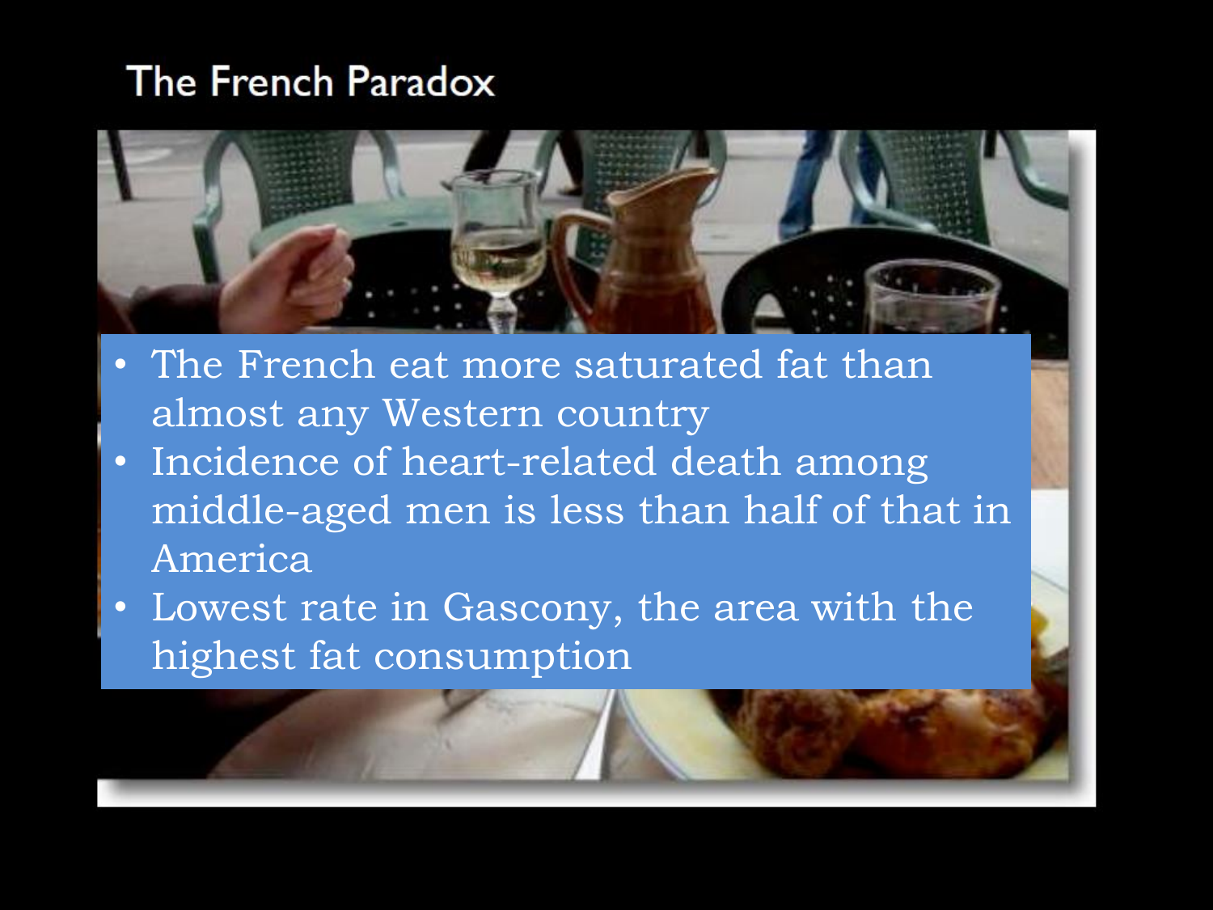# The French Paradox

- The French eat more saturated fat than almost any Western country
- Incidence of heart-related death among middle-aged men is less than half of that in America
- Lowest rate in Gascony, the area with the highest fat consumption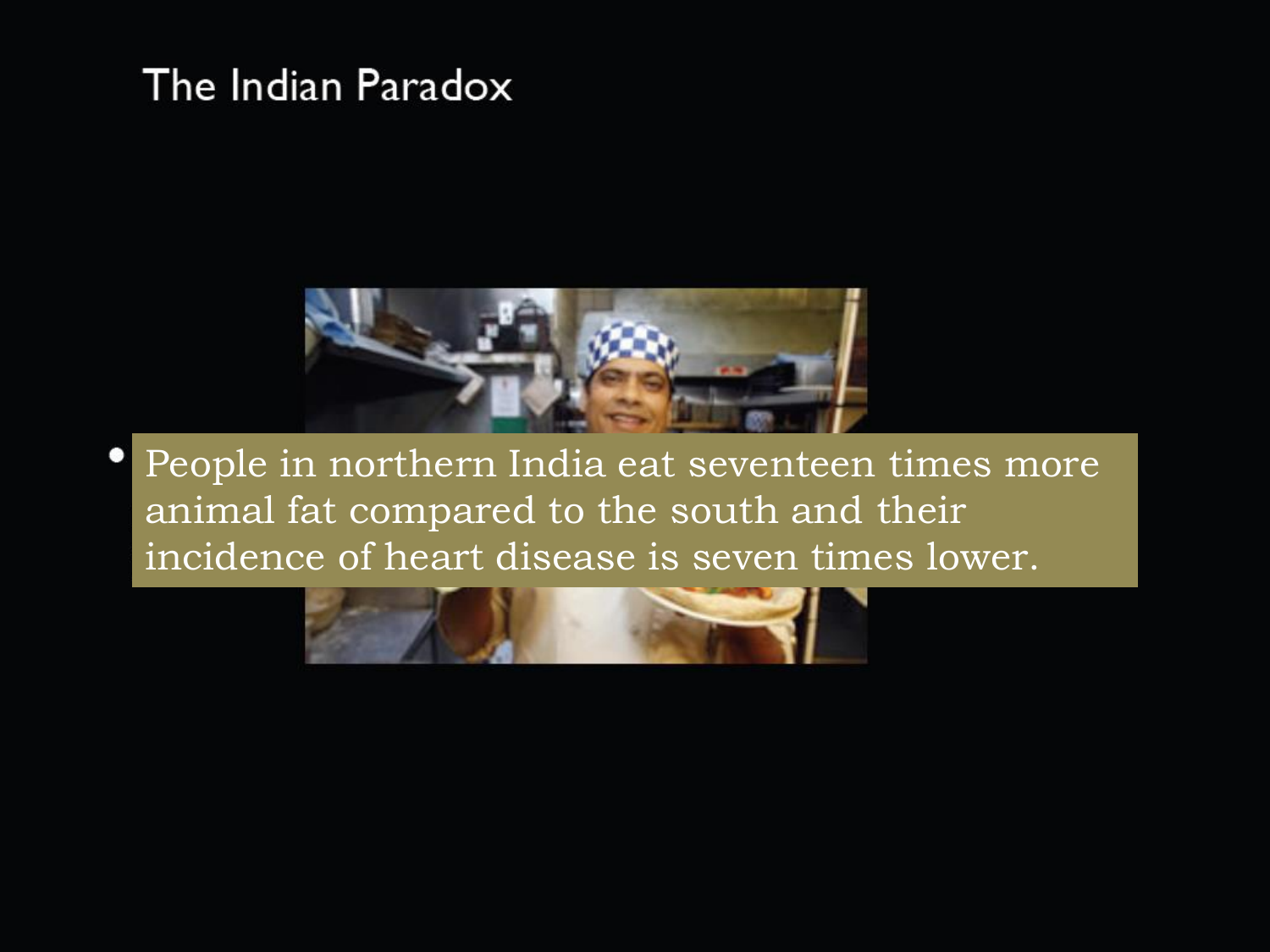# The Indian Paradox

- People in northern India eat seventeen times more animal fat compared to the south and their incidence of heart disease is seven times lower.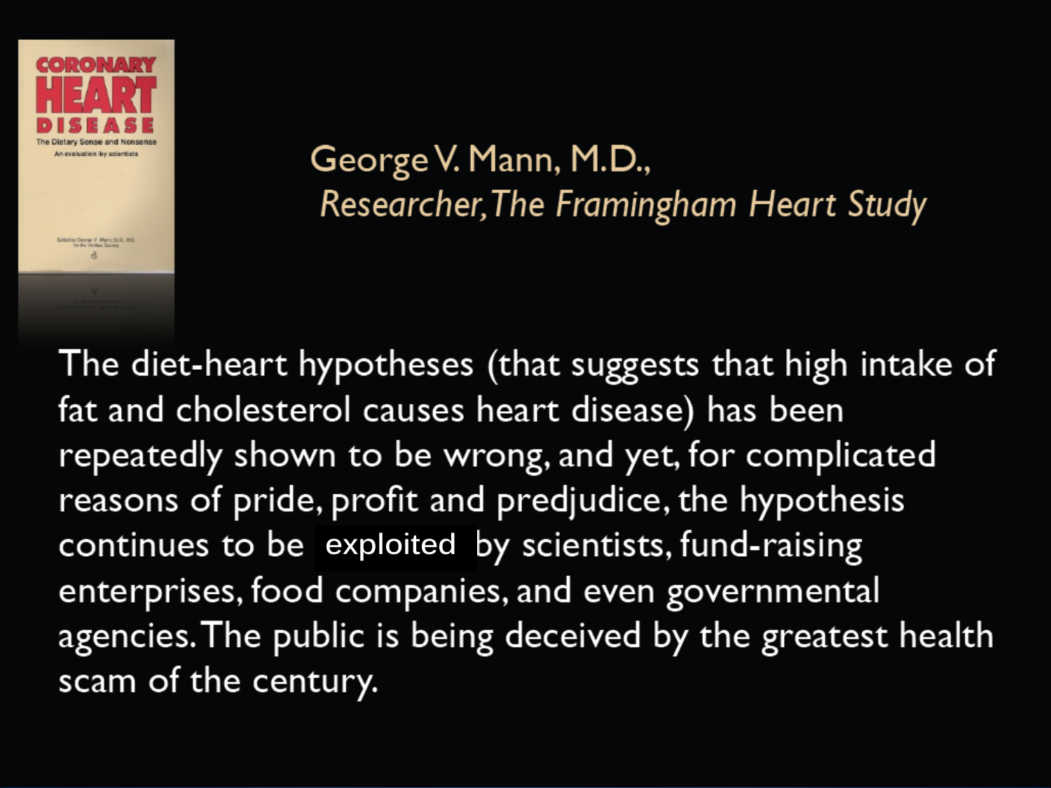George V. Mann, M.D.,
*Researcher, The Framingham Heart Study*

The diet-heart hypotheses (that suggests that high intake of fat and cholesterol causes heart disease) has been repeatedly shown to be wrong, and yet, for complicated reasons of pride, profit and predjudice, the hypothesis continues to be exploited by scientists, fund-raising enterprises, food companies, and even governmental agencies. The public is being deceived by the greatest health scam of the century.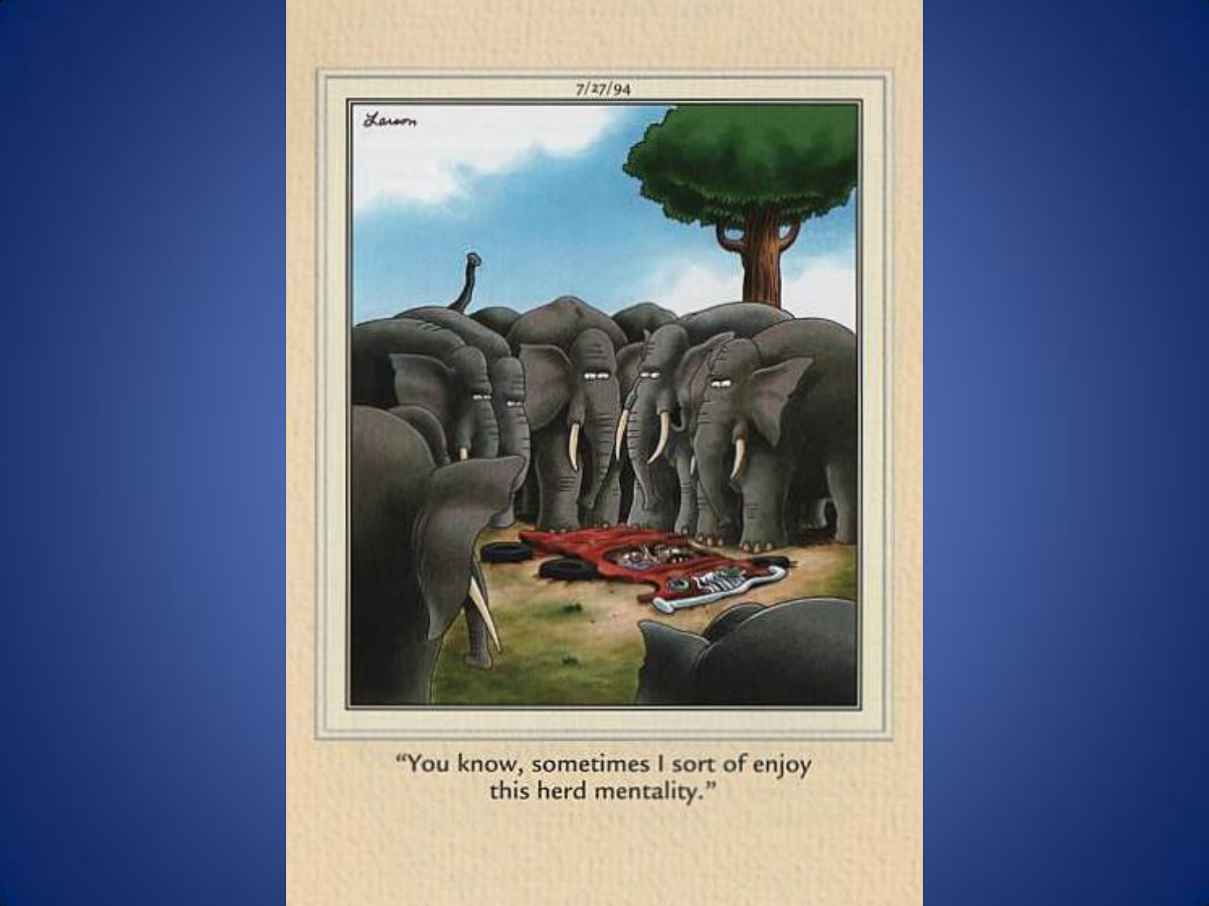7/27/94

"You know, sometimes I sort of enjoy this herd mentality."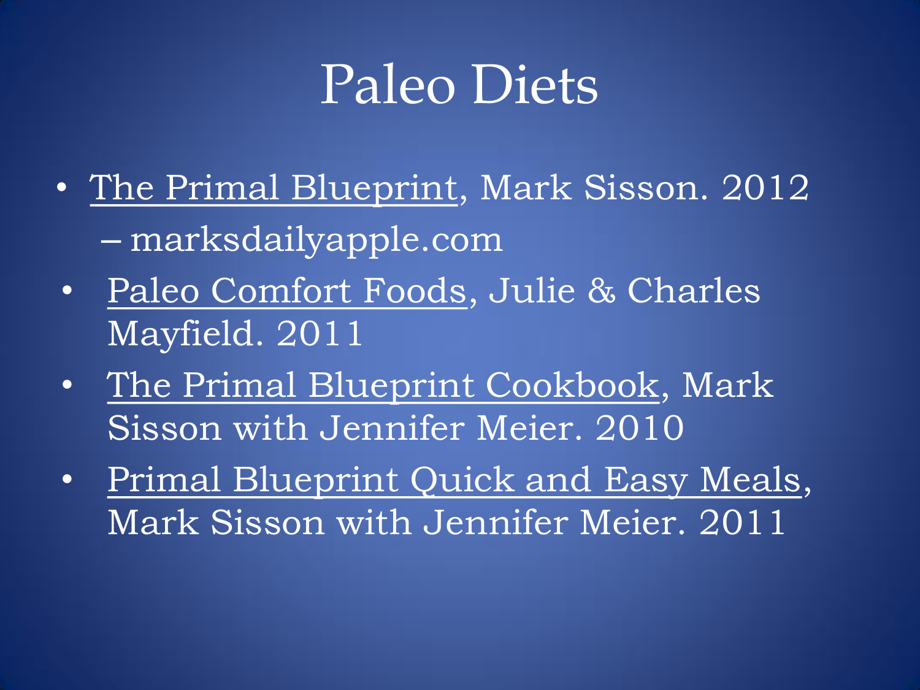# Paleo Diets

- The Primal Blueprint, Mark Sisson. 2012
  - marksdailyapple.com
- Paleo Comfort Foods, Julie & Charles Mayfield. 2011
- The Primal Blueprint Cookbook, Mark Sisson with Jennifer Meier. 2010
- Primal Blueprint Quick and Easy Meals, Mark Sisson with Jennifer Meier. 2011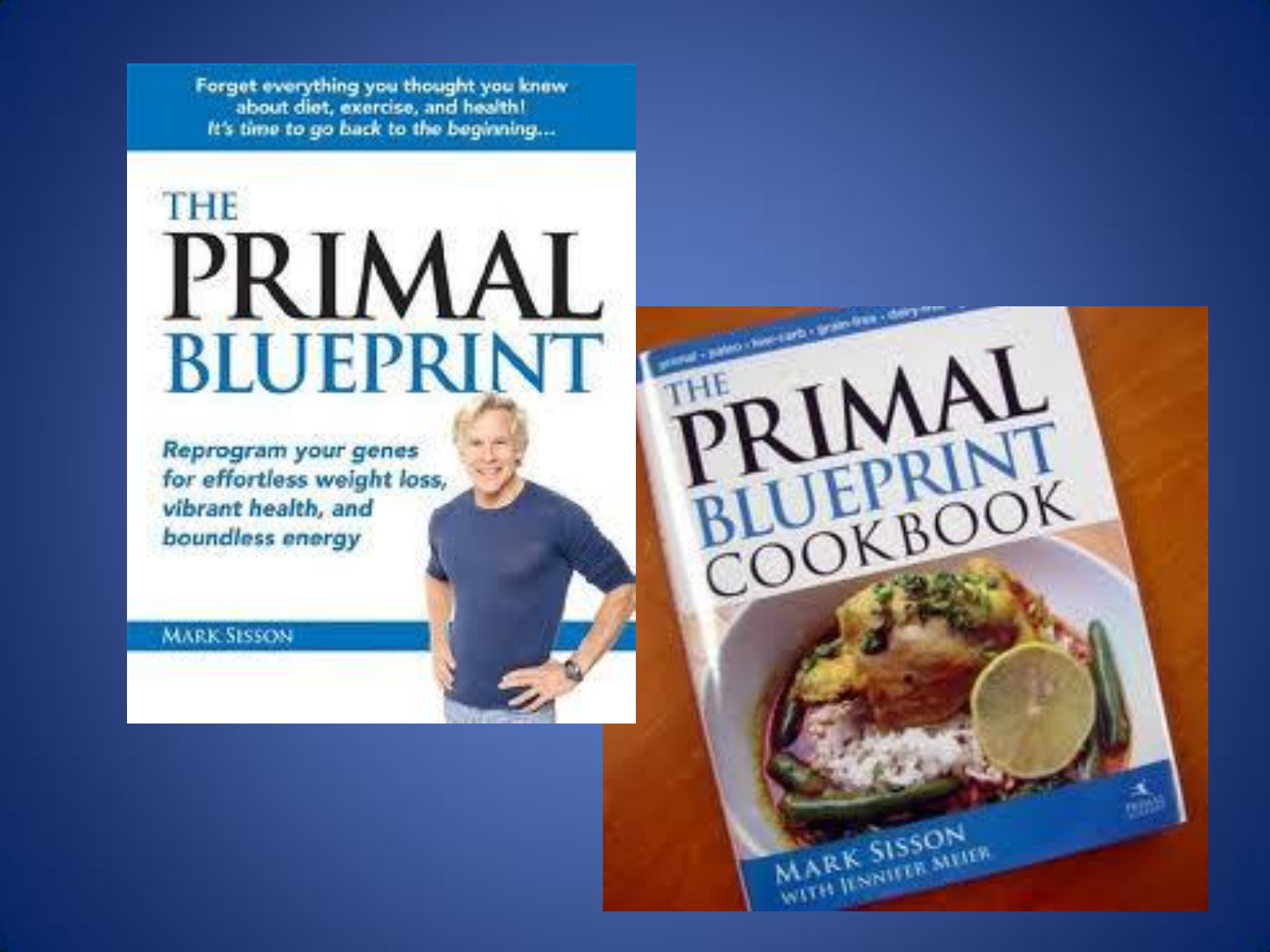Forget everything you thought you knew about diet, exercise, and health! *It's time to go back to the beginning...*

# THE PRIMAL BLUEPRINT

***Reprogram your genes for effortless weight loss, vibrant health, and boundless energy***

MARK SISSON

primal · paleo · low-carb · grain-free · dairy-free

# THE PRIMAL BLUEPRINT COOKBOOK

MARK SISSON WITH JENNIFER MEIER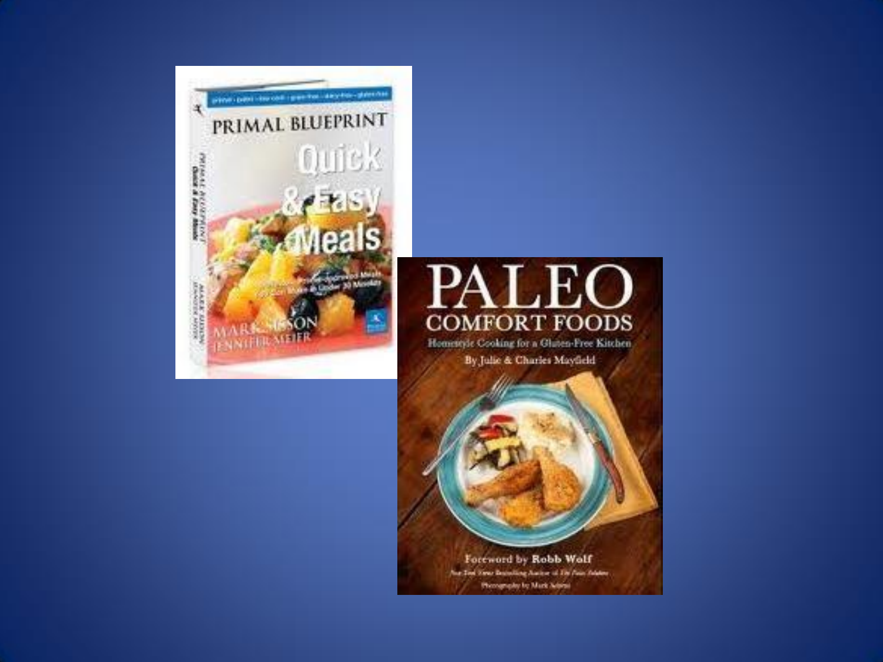PRIMAL BLUEPRINT

Quick & Easy Meals

MARK SISSON
JENNIFER MEIER

PALEO COMFORT FOODS

Homestyle Cooking for a Gluten-Free Kitchen

By Julie & Charles Mayfield

Foreword by Robb Wolf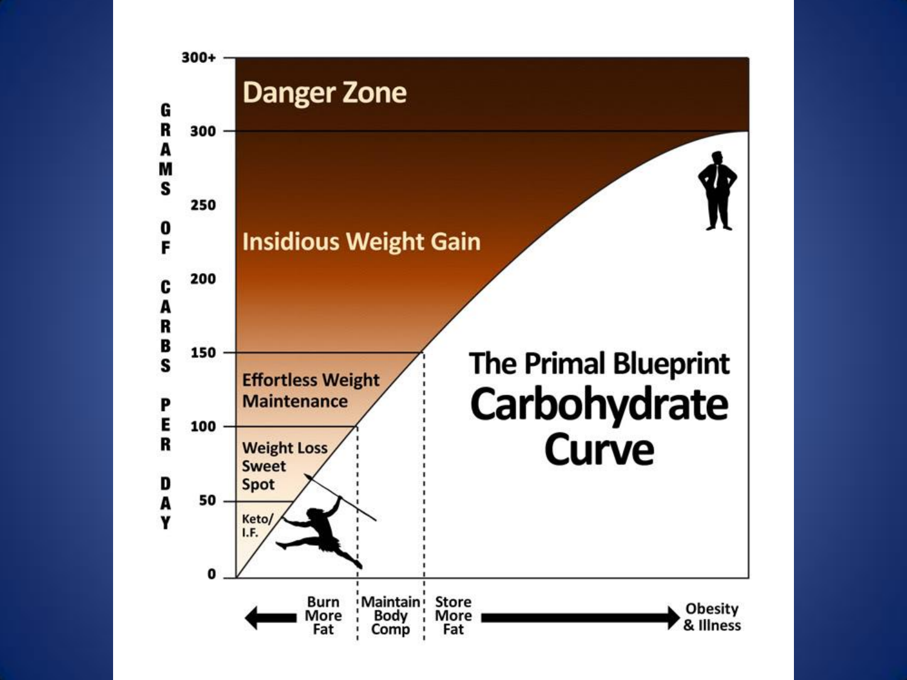# The Primal Blueprint Carbohydrate Curve

GRAMS OF CARBS PER DAY

- 300+ — Danger Zone
- 300
- 250
- 200 — Insidious Weight Gain
- 150 — Effortless Weight Maintenance
- 100 — Weight Loss Sweet Spot
- 50 — Keto/ I.F.
- 0

← Burn More Fat | Maintain Body Comp | Store More Fat → Obesity & Illness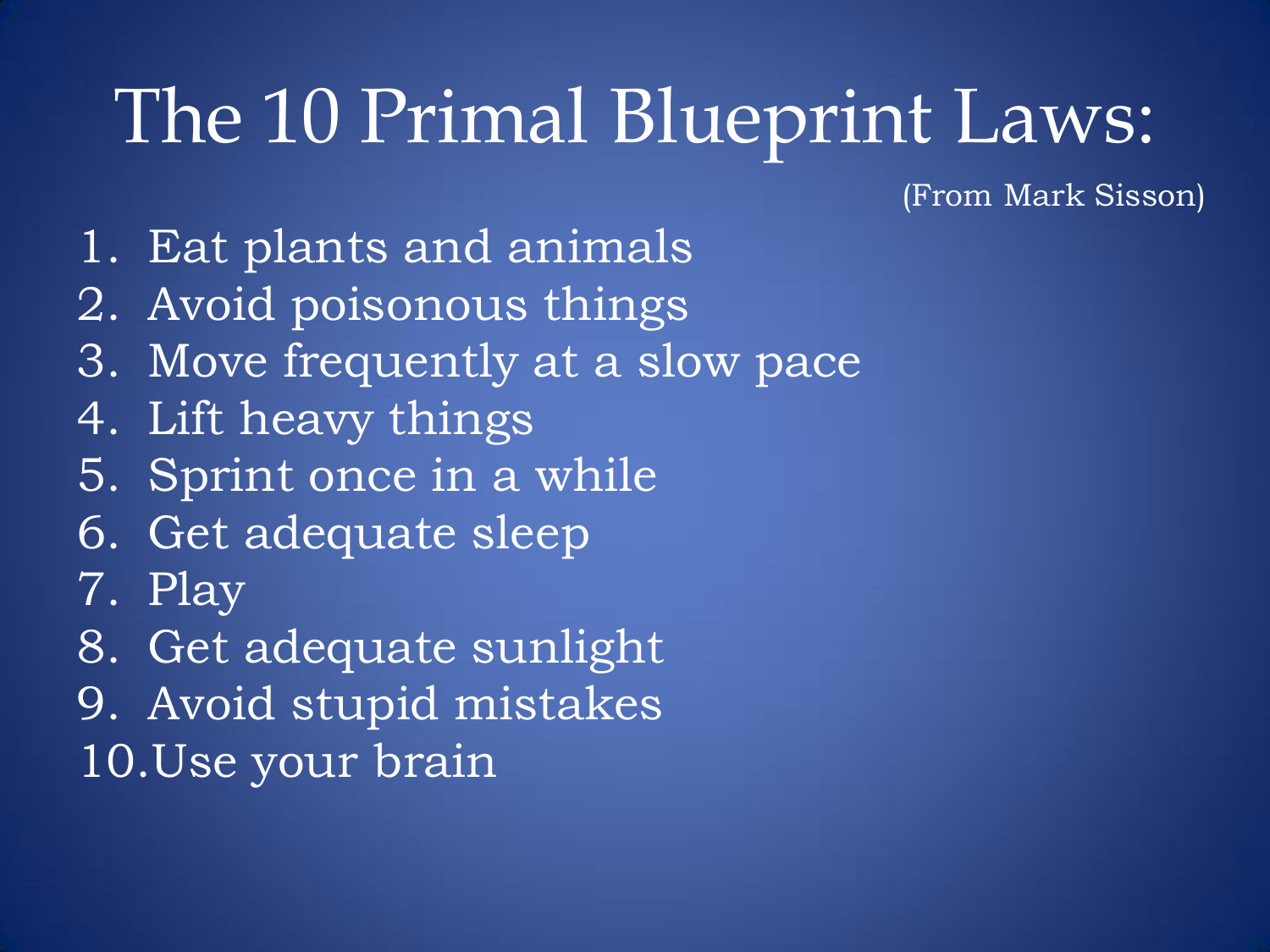# The 10 Primal Blueprint Laws:

(From Mark Sisson)

1. Eat plants and animals
2. Avoid poisonous things
3. Move frequently at a slow pace
4. Lift heavy things
5. Sprint once in a while
6. Get adequate sleep
7. Play
8. Get adequate sunlight
9. Avoid stupid mistakes
10. Use your brain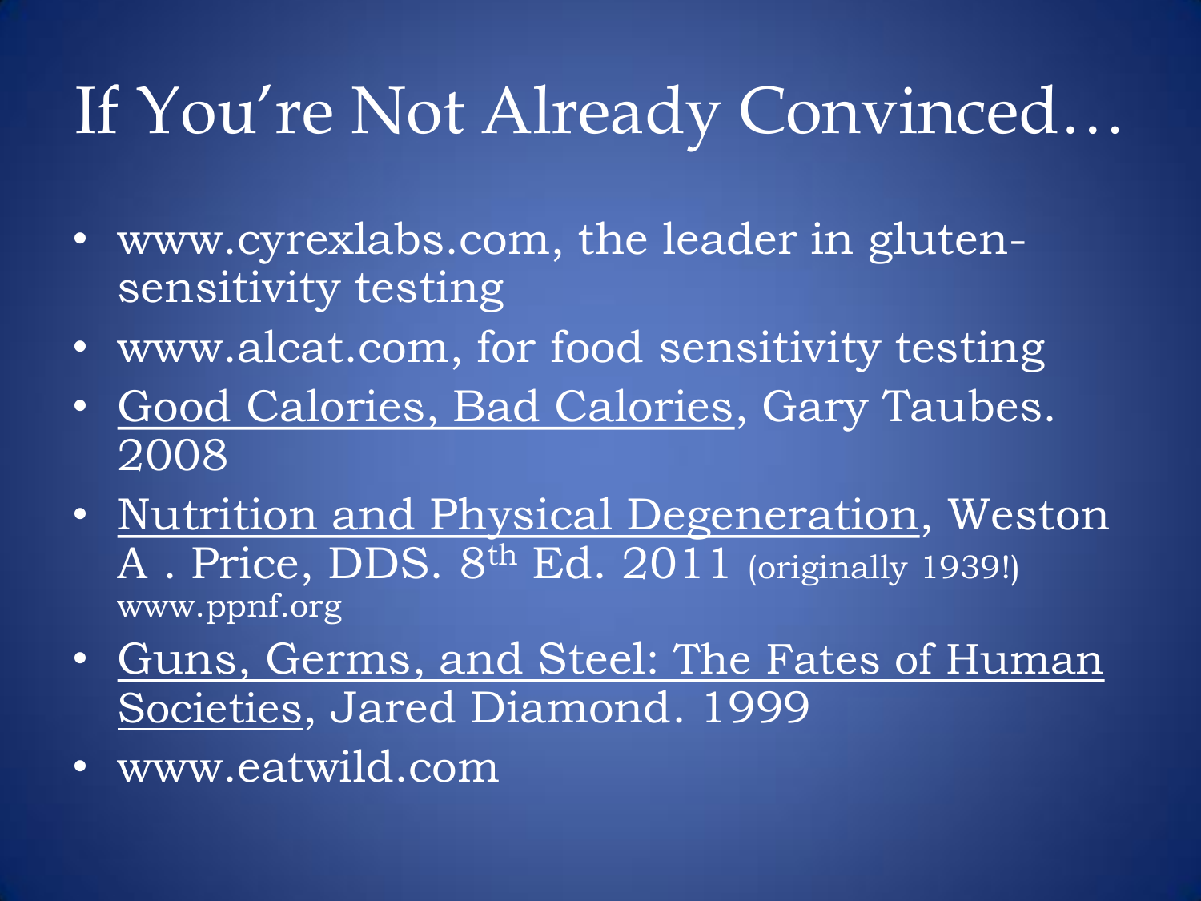# If You're Not Already Convinced…

- www.cyrexlabs.com, the leader in gluten-sensitivity testing
- www.alcat.com, for food sensitivity testing
- <u>Good Calories, Bad Calories</u>, Gary Taubes. 2008
- <u>Nutrition and Physical Degeneration</u>, Weston A . Price, DDS. 8th Ed. 2011 (originally 1939!) www.ppnf.org
- <u>Guns, Germs, and Steel: The Fates of Human Societies</u>, Jared Diamond. 1999
- www.eatwild.com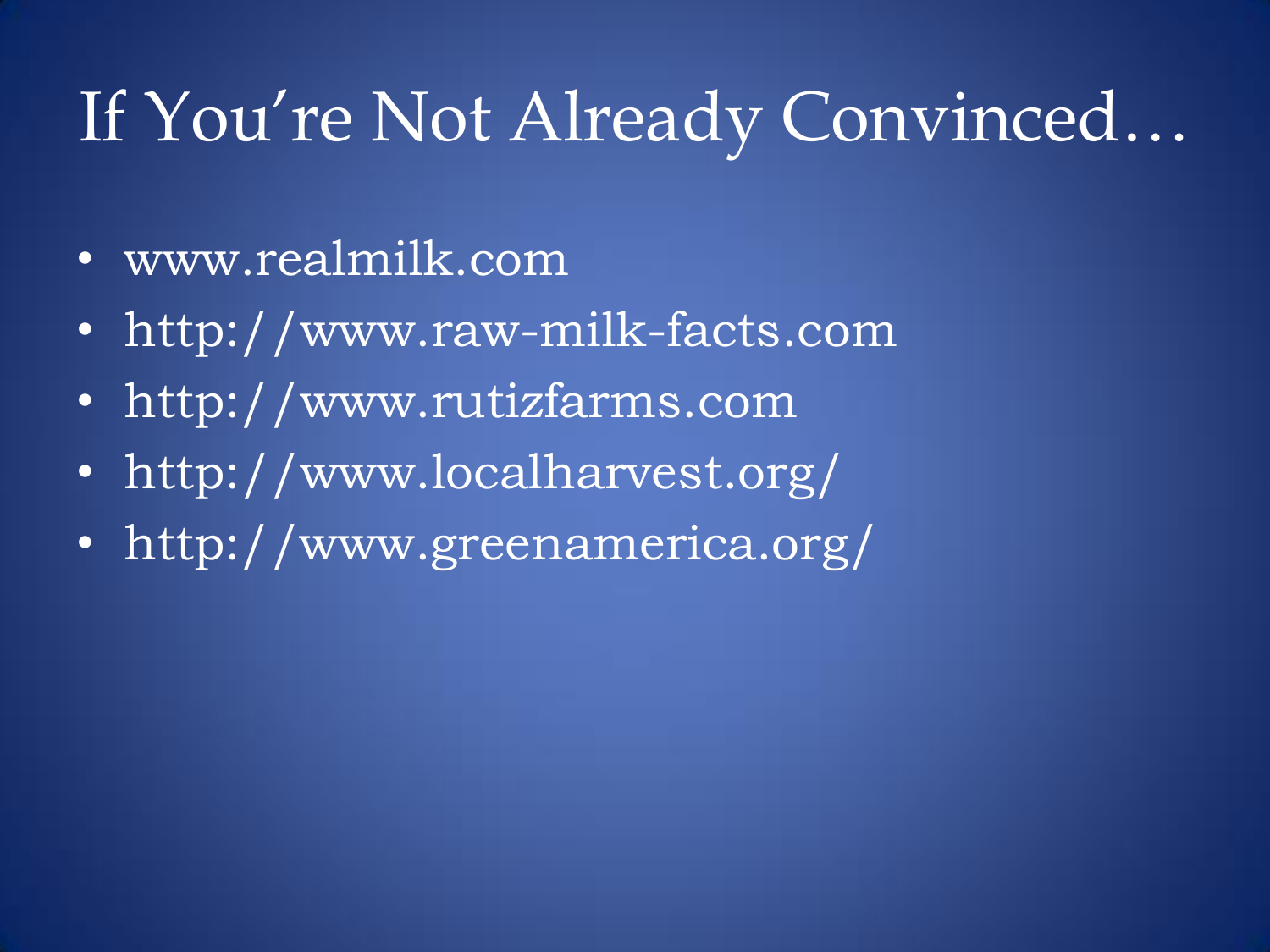# If You're Not Already Convinced…

- www.realmilk.com
- http://www.raw-milk-facts.com
- http://www.rutizfarms.com
- http://www.localharvest.org/
- http://www.greenamerica.org/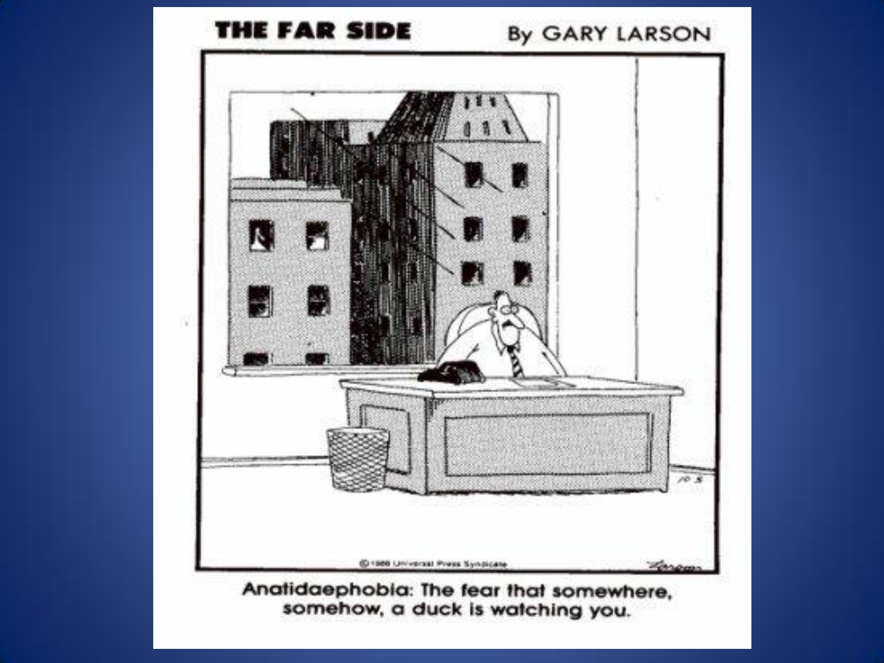THE FAR SIDE By GARY LARSON

Anatidaephobia: The fear that somewhere, somehow, a duck is watching you.